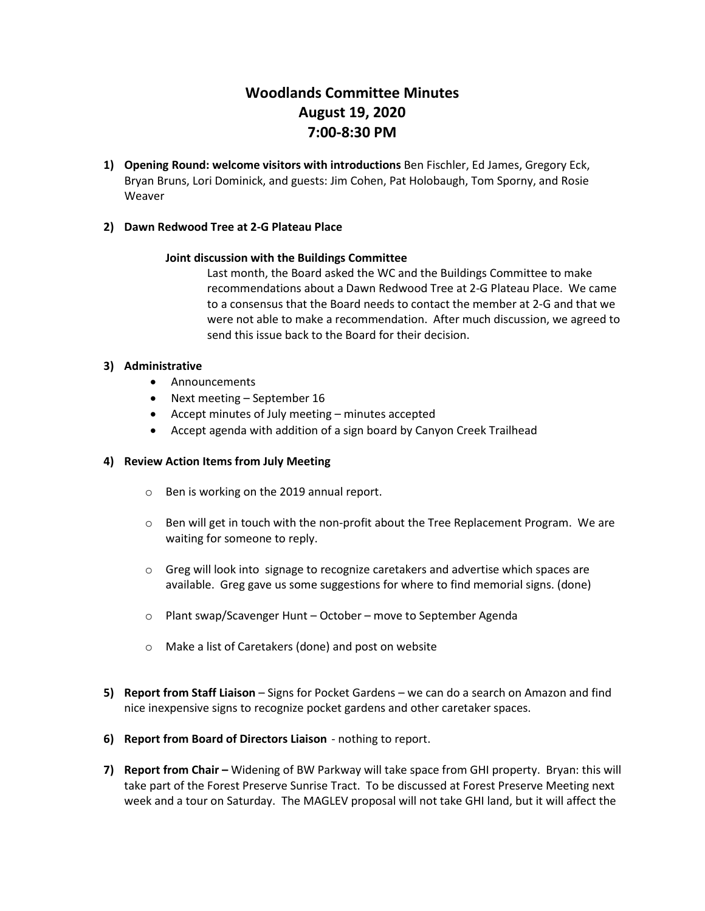# Woodlands Committee Minutes
# August 19, 2020
# 7:00-8:30 PM

1) **Opening Round: welcome visitors with introductions** Ben Fischler, Ed James, Gregory Eck, Bryan Bruns, Lori Dominick, and guests: Jim Cohen, Pat Holobaugh, Tom Sporny, and Rosie Weaver

2) **Dawn Redwood Tree at 2-G Plateau Place**

   **Joint discussion with the Buildings Committee**

   Last month, the Board asked the WC and the Buildings Committee to make recommendations about a Dawn Redwood Tree at 2-G Plateau Place. We came to a consensus that the Board needs to contact the member at 2-G and that we were not able to make a recommendation. After much discussion, we agreed to send this issue back to the Board for their decision.

3) **Administrative**
   - Announcements
   - Next meeting – September 16
   - Accept minutes of July meeting – minutes accepted
   - Accept agenda with addition of a sign board by Canyon Creek Trailhead

4) **Review Action Items from July Meeting**
   - Ben is working on the 2019 annual report.
   - Ben will get in touch with the non-profit about the Tree Replacement Program. We are waiting for someone to reply.
   - Greg will look into signage to recognize caretakers and advertise which spaces are available. Greg gave us some suggestions for where to find memorial signs. (done)
   - Plant swap/Scavenger Hunt – October – move to September Agenda
   - Make a list of Caretakers (done) and post on website

5) **Report from Staff Liaison** – Signs for Pocket Gardens – we can do a search on Amazon and find nice inexpensive signs to recognize pocket gardens and other caretaker spaces.

6) **Report from Board of Directors Liaison** - nothing to report.

7) **Report from Chair –** Widening of BW Parkway will take space from GHI property. Bryan: this will take part of the Forest Preserve Sunrise Tract. To be discussed at Forest Preserve Meeting next week and a tour on Saturday. The MAGLEV proposal will not take GHI land, but it will affect the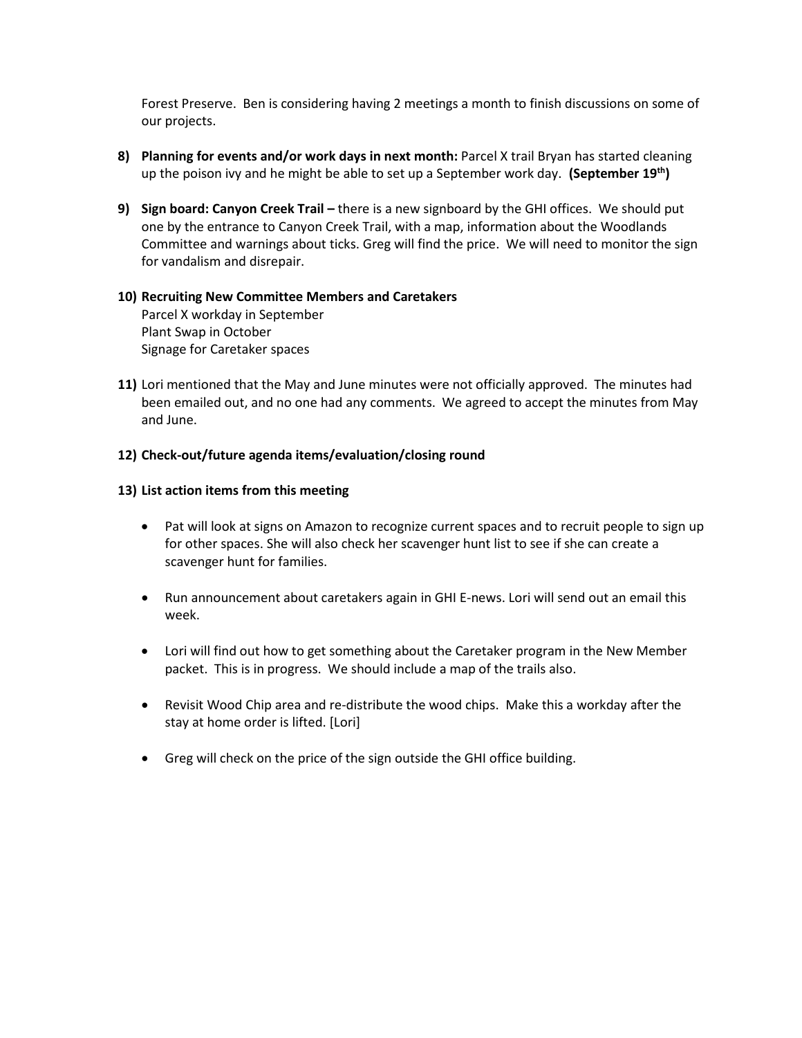Forest Preserve. Ben is considering having 2 meetings a month to finish discussions on some of our projects.

8) **Planning for events and/or work days in next month:** Parcel X trail Bryan has started cleaning up the poison ivy and he might be able to set up a September work day. **(September 19th)**

9) **Sign board: Canyon Creek Trail –** there is a new signboard by the GHI offices. We should put one by the entrance to Canyon Creek Trail, with a map, information about the Woodlands Committee and warnings about ticks. Greg will find the price. We will need to monitor the sign for vandalism and disrepair.

10) **Recruiting New Committee Members and Caretakers**
Parcel X workday in September
Plant Swap in October
Signage for Caretaker spaces

11) Lori mentioned that the May and June minutes were not officially approved. The minutes had been emailed out, and no one had any comments. We agreed to accept the minutes from May and June.

12) **Check-out/future agenda items/evaluation/closing round**

13) **List action items from this meeting**

- Pat will look at signs on Amazon to recognize current spaces and to recruit people to sign up for other spaces. She will also check her scavenger hunt list to see if she can create a scavenger hunt for families.

- Run announcement about caretakers again in GHI E-news. Lori will send out an email this week.

- Lori will find out how to get something about the Caretaker program in the New Member packet. This is in progress. We should include a map of the trails also.

- Revisit Wood Chip area and re-distribute the wood chips. Make this a workday after the stay at home order is lifted. [Lori]

- Greg will check on the price of the sign outside the GHI office building.